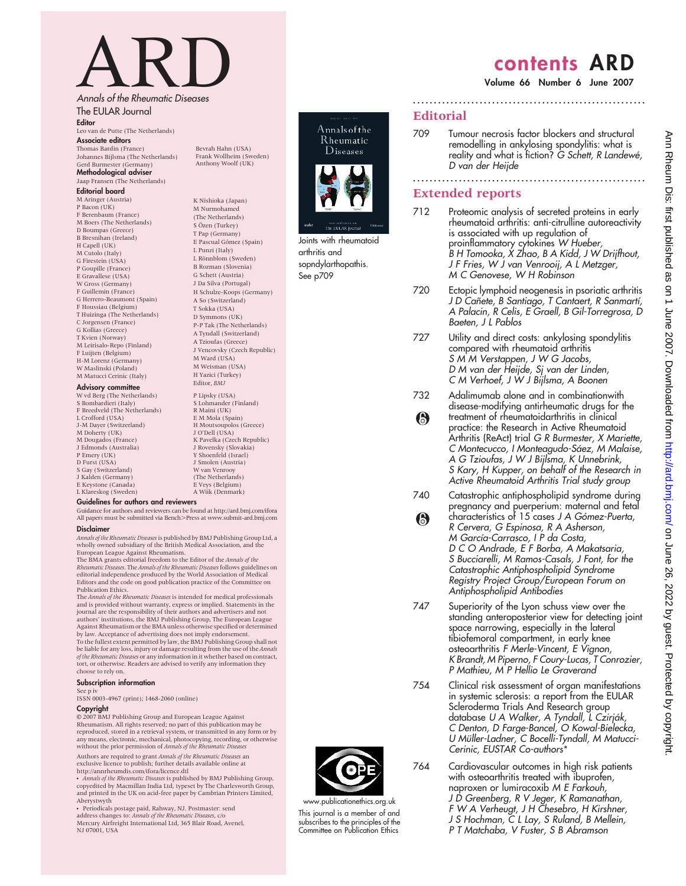# ARD

*Annals of the Rheumatic Diseases*

The EULAR Journal

**Editor**

Leo van de Putte (The Netherlands)

**Associate editors**

Thomas Bardin (France)
Johannes Bijlsma (The Netherlands)
Gerd Burmester (Germany)
Bevrah Hahn (USA)
Frank Wollheim (Sweden)
Anthony Woolf (UK)

**Methodological adviser**

Jaap Fransen (The Netherlands)

**Editorial board**

M Aringer (Austria)
P Bacon (UK)
F Berenbaum (France)
M Boers (The Netherlands)
D Boumpas (Greece)
B Bresnihan (Ireland)
H Capell (UK)
M Cutolo (Italy)
G Firestein (USA)
P Goupille (France)
E Gravallese (USA)
W Gross (Germany)
F Guillemin (France)
G Herrero-Beaumont (Spain)
F Houssiau (Belgium)
T Huizinga (The Netherlands)
C Jorgensen (France)
G Kollias (Greece)
T Kvien (Norway)
M Leirisalo-Repo (Finland)
F Luijten (Belgium)
H-M Lorenz (Germany)
W Maslinski (Poland)
M Matucci Cerinic (Italy)
K Nishioka (Japan)
M Nurmohamed (The Netherlands)
S Özen (Turkey)
T Pap (Germany)
E Pascual Gómez (Spain)
L Punzi (Italy)
L Rönnblom (Sweden)
B Rozman (Slovenia)
G Schett (Austria)
J Da Silva (Portugal)
H Schulze-Koops (Germany)
A So (Switzerland)
T Sokka (USA)
D Symmons (UK)
P-P Tak (The Netherlands)
A Tyndall (Switzerland)
A Tzioufas (Greece)
J Vencovsky (Czech Republic)
M Ward (USA)
M Weisman (USA)
H Yazici (Turkey)
Editor, *BMJ*

**Advisory committee**

W vd Berg (The Netherlands)
S Bombardieri (Italy)
F Breedveld (The Netherlands)
L Crofford (USA)
J-M Dayer (Switzerland)
M Doherty (UK)
M Dougados (France)
J Edmonds (Australia)
P Emery (UK)
D Furst (USA)
S Gay (Switzerland)
J Kalden (Germany)
E Keystone (Canada)
L Klareskog (Sweden)
P Lipsky (USA)
S Lohmander (Finland)
R Maini (UK)
E M Mola (Spain)
H Moutsoupolos (Greece)
J O'Dell (USA)
K Pavelka (Czech Republic)
J Rovensky (Slovakia)
Y Shoenfeld (Israel)
J Smolen (Austria)
W van Venrooy (The Netherlands)
E Veys (Belgium)
A Wiik (Denmark)

**Guidelines for authors and reviewers**

Guidance for authors and reviewers can be found at http://ard.bmj.com/ifora
All papers must be submitted via Bench>Press at www.submit-ard.bmj.com

**Disclaimer**

*Annals of the Rheumatic Diseases* is published by BMJ Publishing Group Ltd, a wholly owned subsidiary of the British Medical Association, and the European League Against Rheumatism.
The BMA grants editorial freedom to the Editor of the *Annals of the Rheumatic Diseases*. The *Annals of the Rheumatic Diseases* follows guidelines on editorial independence produced by the World Association of Medical Editors and the code on good publication practice of the Committee on Publication Ethics.
The *Annals of the Rheumatic Diseases* is intended for medical professionals and is provided without warranty, express or implied. Statements in the journal are the responsibility of their authors and advertisers and not authors' institutions, the BMJ Publishing Group, The European League Against Rheumatism or the BMA unless otherwise specified or determined by law. Acceptance of advertising does not imply endorsement.
To the fullest extent permitted by law, the BMJ Publishing Group shall not be liable for any loss, injury or damage resulting from the use of the *Annals of the Rheumatic Diseases* or any information in it whether based on contract, tort, or otherwise. Readers are advised to verify any information they choose to rely on.

**Subscription information**

See p iv
ISSN 0003-4967 (print); 1468-2060 (online)

**Copyright**

© 2007 BMJ Publishing Group and European League Against Rheumatism. All rights reserved; no part of this publication may be reproduced, stored in a retrieval system, or transmitted in any form or by any means, electronic, mechanical, photocopying, recording, or otherwise without the prior permission of *Annals of the Rheumatic Diseases*

Authors are required to grant *Annals of the Rheumatic Diseases* an exclusive licence to publish; further details available online at http://annrheumdis.com/ifora/licence.dtl

• *Annals of the Rheumatic Diseases* is published by BMJ Publishing Group, copyedited by Macmillan India Ltd, typeset by The Charlesworth Group, and printed in the UK on acid-free paper by Cambrian Printers Limited, Aberystwyth

• Periodicals postage paid, Rahway, NJ. Postmaster: send address changes to: *Annals of the Rheumatic Diseases*, c/o Mercury Airfreight International Ltd, 365 Blair Road, Avenel, NJ 07001, USA

Joints with rheumatoid arthritis and sopndylarthopathis. See p709

www.publicationethics.org.uk

This journal is a member of and subscribes to the principles of the Committee on Publication Ethics

# contents ARD

**Volume 66 Number 6 June 2007**

## Editorial

709 Tumour necrosis factor blockers and structural remodelling in ankylosing spondylitis: what is reality and what is fiction? *G Schett, R Landewé, D van der Heijde*

## Extended reports

712 Proteomic analysis of secreted proteins in early rheumatoid arthritis: anti-citrulline autoreactivity is associated with up regulation of proinflammatory cytokines *W Hueber, B H Tomooka, X Zhao, B A Kidd, J W Drijfhout, J F Fries, W J van Venrooij, A L Metzger, M C Genovese, W H Robinson*

720 Ectopic lymphoid neogenesis in psoriatic arthritis *J D Cañete, B Santiago, T Cantaert, R Sanmartí, A Palacin, R Celis, E Graell, B Gil-Torregrosa, D Baeten, J L Pablos*

727 Utility and direct costs: ankylosing spondylitis compared with rheumatoid arthritis *S M M Verstappen, J W G Jacobs, D M van der Heijde, Sj van der Linden, C M Verhoef, J W J Bijlsma, A Boonen*

732 Adalimumab alone and in combinationwith disease-modifying antirheumatic drugs for the treatment of rheumatoidarthritis in clinical practice: the Research in Active Rheumatoid Arthritis (ReAct) trial *G R Burmester, X Mariette, C Montecucco, I Monteagudo-Sáez, M Malaise, A G Tzioufas, J W J Bijlsma, K Unnebrink, S Kary, H Kupper, on behalf of the Research in Active Rheumatoid Arthritis Trial study group*

740 Catastrophic antiphospholipid syndrome during pregnancy and puerperium: maternal and fetal characteristics of 15 cases *J A Gómez-Puerta, R Cervera, G Espinosa, R A Asherson, M García-Carrasco, I P da Costa, D C O Andrade, E F Borba, A Makatsaria, S Bucciarelli, M Ramos-Casals, J Font, for the Catastrophic Antiphospholipid Syndrome Registry Project Group/European Forum on Antiphospholipid Antibodies*

747 Superiority of the Lyon schuss view over the standing anteroposterior view for detecting joint space narrowing, especially in the lateral tibiofemoral compartment, in early knee osteoarthritis *F Merle-Vincent, E Vignon, K Brandt, M Piperno, F Coury-Lucas, T Conrozier, P Mathieu, M P Hellio Le Graverand*

754 Clinical risk assessment of organ manifestations in systemic sclerosis: a report from the EULAR Scleroderma Trials And Research group database *U A Walker, A Tyndall, L Czirják, C Denton, D Farge-Bancel, O Kowal-Bielecka, U Müller-Ladner, C Bocelli-Tyndall, M Matucci-Cerinic, EUSTAR Co-authors**

764 Cardiovascular outcomes in high risk patients with osteoarthritis treated with ibuprofen, naproxen or lumiracoxib *M E Farkouh, J D Greenberg, R V Jeger, K Ramanathan, F W A Verheugt, J H Chesebro, H Kirshner, J S Hochman, C L Lay, S Ruland, B Mellein, P T Matchaba, V Fuster, S B Abramson*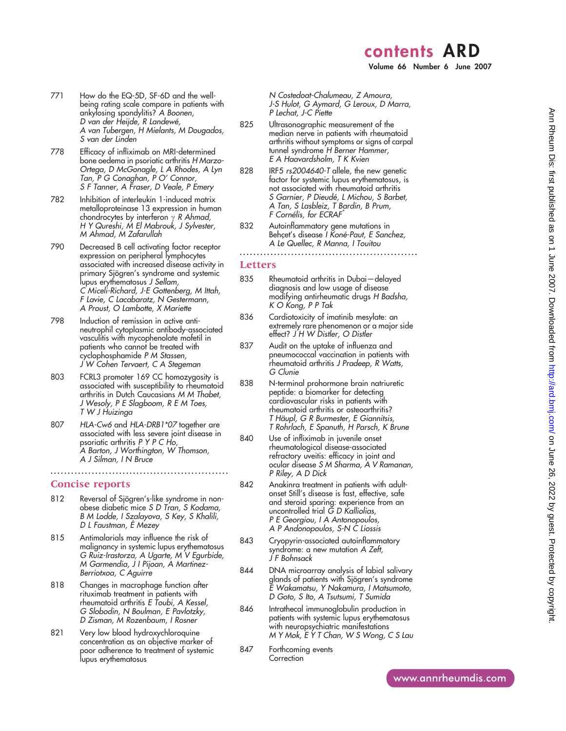# contents ARD

771 How do the EQ-5D, SF-6D and the well-being rating scale compare in patients with ankylosing spondylitis? *A Boonen, D van der Heijde, R Landewé, A van Tubergen, H Mielants, M Dougados, S van der Linden*

778 Efficacy of infliximab on MRI-determined bone oedema in psoriatic arthritis *H Marzo-Ortega, D McGonagle, L A Rhodes, A Lyn Tan, P G Conaghan, P O' Connor, S F Tanner, A Fraser, D Veale, P Emery*

782 Inhibition of interleukin 1-induced matrix metalloproteinase 13 expression in human chondrocytes by interferon $\gamma$ *R Ahmad, H Y Qureshi, M El Mabrouk, J Sylvester, M Ahmad, M Zafarullah*

790 Decreased B cell activating factor receptor expression on peripheral lymphocytes associated with increased disease activity in primary Sjögren's syndrome and systemic lupus erythematosus *J Sellam, C Miceli-Richard, J-E Gottenberg, M Ittah, F Lavie, C Lacabaratz, N Gestermann, A Proust, O Lambotte, X Mariette*

798 Induction of remission in active anti-neutrophil cytoplasmic antibody-associated vasculitis with mycophenolate mofetil in patients who cannot be treated with cyclophosphamide *P M Stassen, J W Cohen Tervaert, C A Stegeman*

803 FCRL3 promoter 169 CC homozygosity is associated with susceptibility to rheumatoid arthritis in Dutch Caucasians *M M Thabet, J Wesoly, P E Slagboom, R E M Toes, T W J Huizinga*

807 *HLA-Cw6* and *HLA-DRB1\*07* together are associated with less severe joint disease in psoriatic arthritis *P Y P C Ho, A Barton, J Worthington, W Thomson, A J Silman, I N Bruce*

## Concise reports

812 Reversal of Sjögren's-like syndrome in non-obese diabetic mice *S D Tran, S Kodama, B M Lodde, I Szalayova, S Key, S Khalili, D L Faustman, É Mezey*

815 Antimalarials may influence the risk of malignancy in systemic lupus erythematosus *G Ruiz-Irastorza, A Ugarte, M V Egurbide, M Garmendia, J I Pijoan, A Martinez-Berriotxoa, C Aguirre*

818 Changes in macrophage function after rituximab treatment in patients with rheumatoid arthritis *E Toubi, A Kessel, G Slobodin, N Boulman, E Pavlotzky, D Zisman, M Rozenbaum, I Rosner*

821 Very low blood hydroxychloroquine concentration as an objective marker of poor adherence to treatment of systemic lupus erythematosus *N Costedoat-Chalumeau, Z Amoura, J-S Hulot, G Aymard, G Leroux, D Marra, P Lechat, J-C Piette*

825 Ultrasonographic measurement of the median nerve in patients with rheumatoid arthritis without symptoms or signs of carpal tunnel syndrome *H Berner Hammer, E A Haavardsholm, T K Kvien*

828 IRF5 *rs2004640-T* allele, the new genetic factor for systemic lupus erythematosus, is not associated with rheumatoid arthritis *S Garnier, P Dieudé, L Michou, S Barbet, A Tan, S Lasbleiz, T Bardin, B Prum, F Cornélis, for ECRAF*

832 Autoinflammatory gene mutations in Behçet's disease *I Koné-Paut, E Sanchez, A Le Quellec, R Manna, I Touitou*

## Letters

835 Rheumatoid arthritis in Dubai—delayed diagnosis and low usage of disease modifying antirheumatic drugs *H Badsha, K O Kong, P P Tak*

836 Cardiotoxicity of imatinib mesylate: an extremely rare phenomenon or a major side effect? *J H W Distler, O Distler*

837 Audit on the uptake of influenza and pneumococcal vaccination in patients with rheumatoid arthritis *J Pradeep, R Watts, G Clunie*

838 N-terminal prohormone brain natriuretic peptide: a biomarker for detecting cardiovascular risks in patients with rheumatoid arthritis or osteoarthritis? *T Häupl, G R Burmester, E Giannitsis, T Rohrlach, E Spanuth, H Parsch, K Brune*

840 Use of infliximab in juvenile onset rheumatological disease-associated refractory uveitis: efficacy in joint and ocular disease *S M Sharma, A V Ramanan, P Riley, A D Dick*

842 Anakinra treatment in patients with adult-onset Still's disease is fast, effective, safe and steroid sparing: experience from an uncontrolled trial *G D Kalliolias, P E Georgiou, I A Antonopoulos, A P Andonopoulos, S-N C Liossis*

843 Cryopyrin-associated autoinflammatory syndrome: a new mutation *A Zeft, J F Bohnsack*

844 DNA microarray analysis of labial salivary glands of patients with Sjögren's syndrome *E Wakamatsu, Y Nakamura, I Matsumoto, D Goto, S Ito, A Tsutsumi, T Sumida*

846 Intrathecal immunoglobulin production in patients with systemic lupus erythematosus with neuropsychiatric manifestations *M Y Mok, E Y T Chan, W S Wong, C S Lau*

847 Forthcoming events
Correction

www.annrheumdis.com